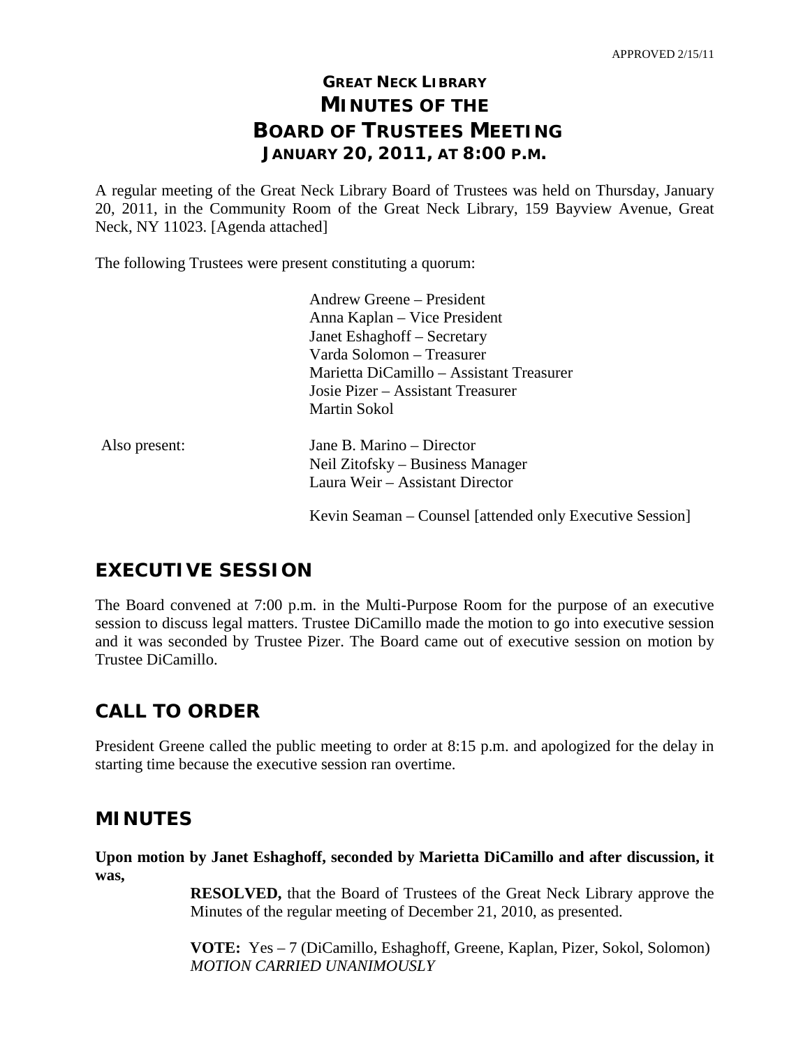APPROVED 2/15/11

# GREAT NECK LIBRARY
# MINUTES OF THE
# BOARD OF TRUSTEES MEETING
## JANUARY 20, 2011, AT 8:00 P.M.

A regular meeting of the Great Neck Library Board of Trustees was held on Thursday, January 20, 2011, in the Community Room of the Great Neck Library, 159 Bayview Avenue, Great Neck, NY 11023. [Agenda attached]

The following Trustees were present constituting a quorum:

Andrew Greene – President
Anna Kaplan – Vice President
Janet Eshaghoff – Secretary
Varda Solomon – Treasurer
Marietta DiCamillo – Assistant Treasurer
Josie Pizer – Assistant Treasurer
Martin Sokol

Also present:

Jane B. Marino – Director
Neil Zitofsky – Business Manager
Laura Weir – Assistant Director

Kevin Seaman – Counsel [attended only Executive Session]

## EXECUTIVE SESSION

The Board convened at 7:00 p.m. in the Multi-Purpose Room for the purpose of an executive session to discuss legal matters. Trustee DiCamillo made the motion to go into executive session and it was seconded by Trustee Pizer. The Board came out of executive session on motion by Trustee DiCamillo.

## CALL TO ORDER

President Greene called the public meeting to order at 8:15 p.m. and apologized for the delay in starting time because the executive session ran overtime.

## MINUTES

**Upon motion by Janet Eshaghoff, seconded by Marietta DiCamillo and after discussion, it was,**

**RESOLVED,** that the Board of Trustees of the Great Neck Library approve the Minutes of the regular meeting of December 21, 2010, as presented.

**VOTE:** Yes – 7 (DiCamillo, Eshaghoff, Greene, Kaplan, Pizer, Sokol, Solomon)
*MOTION CARRIED UNANIMOUSLY*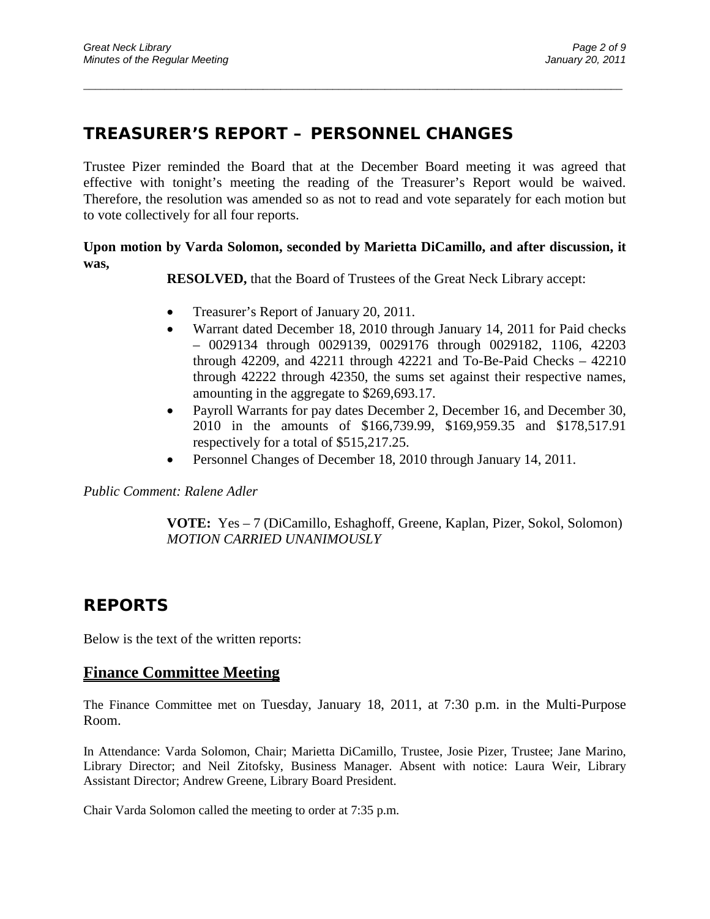## TREASURER'S REPORT – PERSONNEL CHANGES

Trustee Pizer reminded the Board that at the December Board meeting it was agreed that effective with tonight's meeting the reading of the Treasurer's Report would be waived. Therefore, the resolution was amended so as not to read and vote separately for each motion but to vote collectively for all four reports.

**Upon motion by Varda Solomon, seconded by Marietta DiCamillo, and after discussion, it was,**

**RESOLVED,** that the Board of Trustees of the Great Neck Library accept:

- Treasurer's Report of January 20, 2011.
- Warrant dated December 18, 2010 through January 14, 2011 for Paid checks – 0029134 through 0029139, 0029176 through 0029182, 1106, 42203 through 42209, and 42211 through 42221 and To-Be-Paid Checks – 42210 through 42222 through 42350, the sums set against their respective names, amounting in the aggregate to $269,693.17.
- Payroll Warrants for pay dates December 2, December 16, and December 30, 2010 in the amounts of $166,739.99, $169,959.35 and $178,517.91 respectively for a total of $515,217.25.
- Personnel Changes of December 18, 2010 through January 14, 2011.

*Public Comment: Ralene Adler*

**VOTE:** Yes – 7 (DiCamillo, Eshaghoff, Greene, Kaplan, Pizer, Sokol, Solomon)
*MOTION CARRIED UNANIMOUSLY*

## REPORTS

Below is the text of the written reports:

### Finance Committee Meeting

The Finance Committee met on Tuesday, January 18, 2011, at 7:30 p.m. in the Multi-Purpose Room.

In Attendance: Varda Solomon, Chair; Marietta DiCamillo, Trustee, Josie Pizer, Trustee; Jane Marino, Library Director; and Neil Zitofsky, Business Manager. Absent with notice: Laura Weir, Library Assistant Director; Andrew Greene, Library Board President.

Chair Varda Solomon called the meeting to order at 7:35 p.m.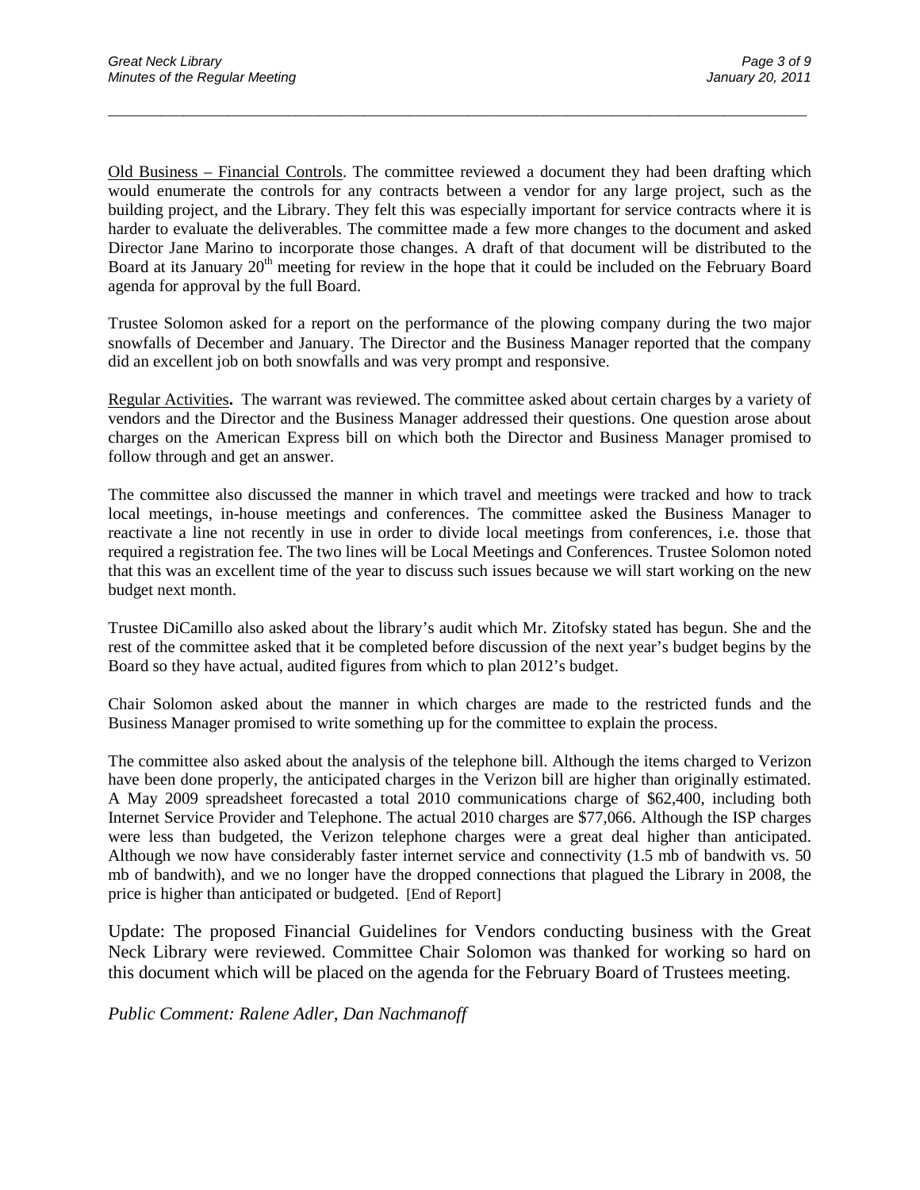Old Business – Financial Controls. The committee reviewed a document they had been drafting which would enumerate the controls for any contracts between a vendor for any large project, such as the building project, and the Library. They felt this was especially important for service contracts where it is harder to evaluate the deliverables. The committee made a few more changes to the document and asked Director Jane Marino to incorporate those changes. A draft of that document will be distributed to the Board at its January 20th meeting for review in the hope that it could be included on the February Board agenda for approval by the full Board.

Trustee Solomon asked for a report on the performance of the plowing company during the two major snowfalls of December and January. The Director and the Business Manager reported that the company did an excellent job on both snowfalls and was very prompt and responsive.

Regular Activities**.** The warrant was reviewed. The committee asked about certain charges by a variety of vendors and the Director and the Business Manager addressed their questions. One question arose about charges on the American Express bill on which both the Director and Business Manager promised to follow through and get an answer.

The committee also discussed the manner in which travel and meetings were tracked and how to track local meetings, in-house meetings and conferences. The committee asked the Business Manager to reactivate a line not recently in use in order to divide local meetings from conferences, i.e. those that required a registration fee. The two lines will be Local Meetings and Conferences. Trustee Solomon noted that this was an excellent time of the year to discuss such issues because we will start working on the new budget next month.

Trustee DiCamillo also asked about the library's audit which Mr. Zitofsky stated has begun. She and the rest of the committee asked that it be completed before discussion of the next year's budget begins by the Board so they have actual, audited figures from which to plan 2012's budget.

Chair Solomon asked about the manner in which charges are made to the restricted funds and the Business Manager promised to write something up for the committee to explain the process.

The committee also asked about the analysis of the telephone bill. Although the items charged to Verizon have been done properly, the anticipated charges in the Verizon bill are higher than originally estimated. A May 2009 spreadsheet forecasted a total 2010 communications charge of $62,400, including both Internet Service Provider and Telephone. The actual 2010 charges are $77,066. Although the ISP charges were less than budgeted, the Verizon telephone charges were a great deal higher than anticipated. Although we now have considerably faster internet service and connectivity (1.5 mb of bandwith vs. 50 mb of bandwith), and we no longer have the dropped connections that plagued the Library in 2008, the price is higher than anticipated or budgeted. [End of Report]

Update: The proposed Financial Guidelines for Vendors conducting business with the Great Neck Library were reviewed. Committee Chair Solomon was thanked for working so hard on this document which will be placed on the agenda for the February Board of Trustees meeting.

*Public Comment: Ralene Adler, Dan Nachmanoff*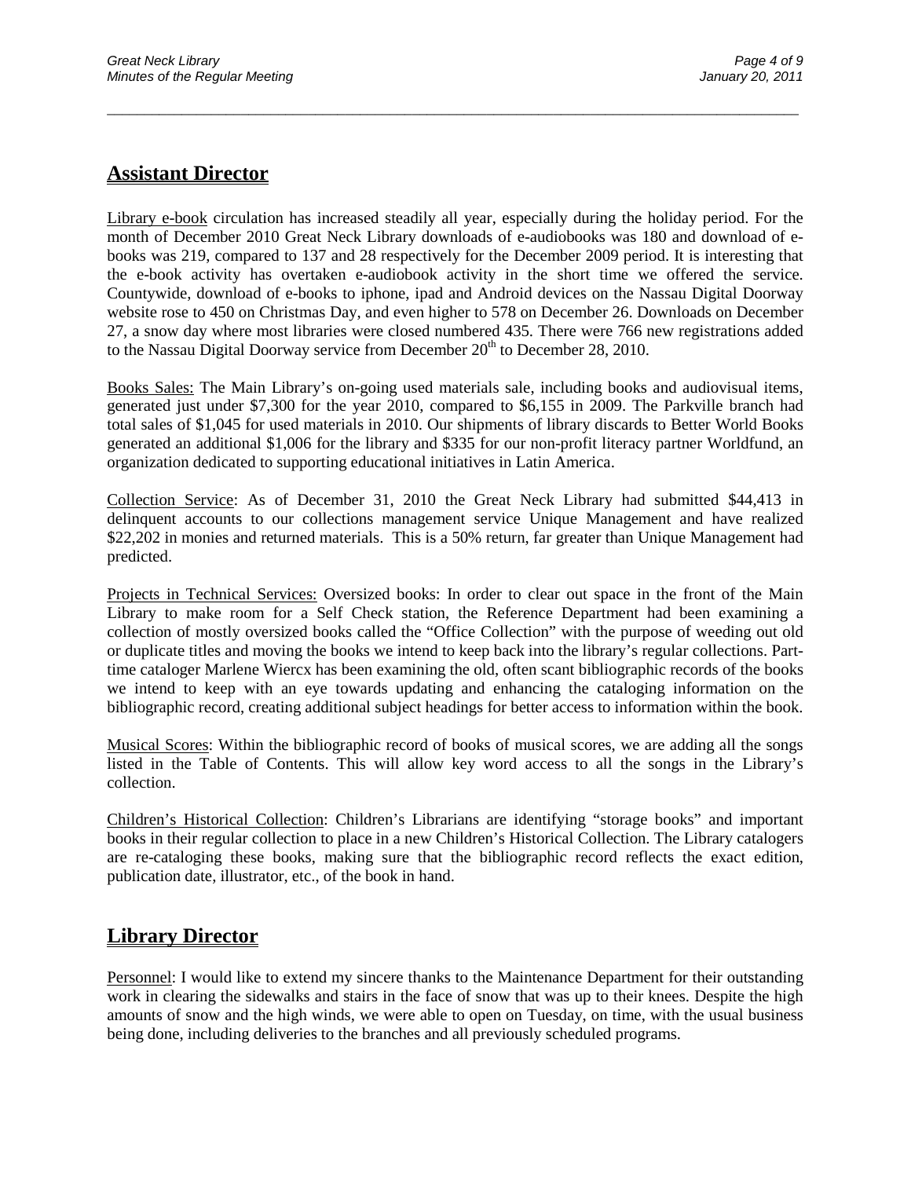## Assistant Director

Library e-book circulation has increased steadily all year, especially during the holiday period. For the month of December 2010 Great Neck Library downloads of e-audiobooks was 180 and download of e-books was 219, compared to 137 and 28 respectively for the December 2009 period. It is interesting that the e-book activity has overtaken e-audiobook activity in the short time we offered the service. Countywide, download of e-books to iphone, ipad and Android devices on the Nassau Digital Doorway website rose to 450 on Christmas Day, and even higher to 578 on December 26. Downloads on December 27, a snow day where most libraries were closed numbered 435. There were 766 new registrations added to the Nassau Digital Doorway service from December 20th to December 28, 2010.

Books Sales: The Main Library's on-going used materials sale, including books and audiovisual items, generated just under $7,300 for the year 2010, compared to $6,155 in 2009. The Parkville branch had total sales of $1,045 for used materials in 2010. Our shipments of library discards to Better World Books generated an additional $1,006 for the library and $335 for our non-profit literacy partner Worldfund, an organization dedicated to supporting educational initiatives in Latin America.

Collection Service: As of December 31, 2010 the Great Neck Library had submitted $44,413 in delinquent accounts to our collections management service Unique Management and have realized $22,202 in monies and returned materials. This is a 50% return, far greater than Unique Management had predicted.

Projects in Technical Services: Oversized books: In order to clear out space in the front of the Main Library to make room for a Self Check station, the Reference Department had been examining a collection of mostly oversized books called the "Office Collection" with the purpose of weeding out old or duplicate titles and moving the books we intend to keep back into the library's regular collections. Part-time cataloger Marlene Wiercx has been examining the old, often scant bibliographic records of the books we intend to keep with an eye towards updating and enhancing the cataloging information on the bibliographic record, creating additional subject headings for better access to information within the book.

Musical Scores: Within the bibliographic record of books of musical scores, we are adding all the songs listed in the Table of Contents. This will allow key word access to all the songs in the Library's collection.

Children's Historical Collection: Children's Librarians are identifying "storage books" and important books in their regular collection to place in a new Children's Historical Collection. The Library catalogers are re-cataloging these books, making sure that the bibliographic record reflects the exact edition, publication date, illustrator, etc., of the book in hand.

## Library Director

Personnel: I would like to extend my sincere thanks to the Maintenance Department for their outstanding work in clearing the sidewalks and stairs in the face of snow that was up to their knees. Despite the high amounts of snow and the high winds, we were able to open on Tuesday, on time, with the usual business being done, including deliveries to the branches and all previously scheduled programs.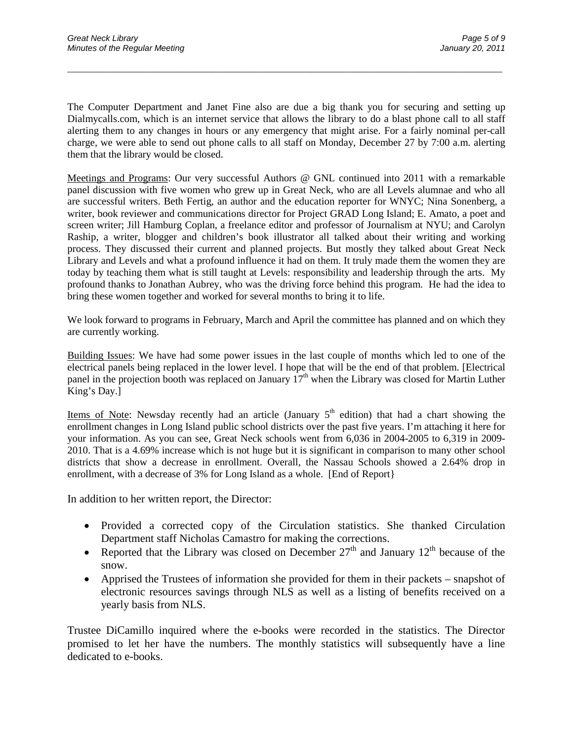The Computer Department and Janet Fine also are due a big thank you for securing and setting up Dialmycalls.com, which is an internet service that allows the library to do a blast phone call to all staff alerting them to any changes in hours or any emergency that might arise. For a fairly nominal per-call charge, we were able to send out phone calls to all staff on Monday, December 27 by 7:00 a.m. alerting them that the library would be closed.

Meetings and Programs: Our very successful Authors @ GNL continued into 2011 with a remarkable panel discussion with five women who grew up in Great Neck, who are all Levels alumnae and who all are successful writers. Beth Fertig, an author and the education reporter for WNYC; Nina Sonenberg, a writer, book reviewer and communications director for Project GRAD Long Island; E. Amato, a poet and screen writer; Jill Hamburg Coplan, a freelance editor and professor of Journalism at NYU; and Carolyn Raship, a writer, blogger and children's book illustrator all talked about their writing and working process. They discussed their current and planned projects. But mostly they talked about Great Neck Library and Levels and what a profound influence it had on them. It truly made them the women they are today by teaching them what is still taught at Levels: responsibility and leadership through the arts. My profound thanks to Jonathan Aubrey, who was the driving force behind this program. He had the idea to bring these women together and worked for several months to bring it to life.

We look forward to programs in February, March and April the committee has planned and on which they are currently working.

Building Issues: We have had some power issues in the last couple of months which led to one of the electrical panels being replaced in the lower level. I hope that will be the end of that problem. [Electrical panel in the projection booth was replaced on January 17th when the Library was closed for Martin Luther King's Day.]

Items of Note: Newsday recently had an article (January 5th edition) that had a chart showing the enrollment changes in Long Island public school districts over the past five years. I'm attaching it here for your information. As you can see, Great Neck schools went from 6,036 in 2004-2005 to 6,319 in 2009-2010. That is a 4.69% increase which is not huge but it is significant in comparison to many other school districts that show a decrease in enrollment. Overall, the Nassau Schools showed a 2.64% drop in enrollment, with a decrease of 3% for Long Island as a whole. [End of Report}

In addition to her written report, the Director:

- Provided a corrected copy of the Circulation statistics. She thanked Circulation Department staff Nicholas Camastro for making the corrections.
- Reported that the Library was closed on December 27th and January 12th because of the snow.
- Apprised the Trustees of information she provided for them in their packets – snapshot of electronic resources savings through NLS as well as a listing of benefits received on a yearly basis from NLS.

Trustee DiCamillo inquired where the e-books were recorded in the statistics. The Director promised to let her have the numbers. The monthly statistics will subsequently have a line dedicated to e-books.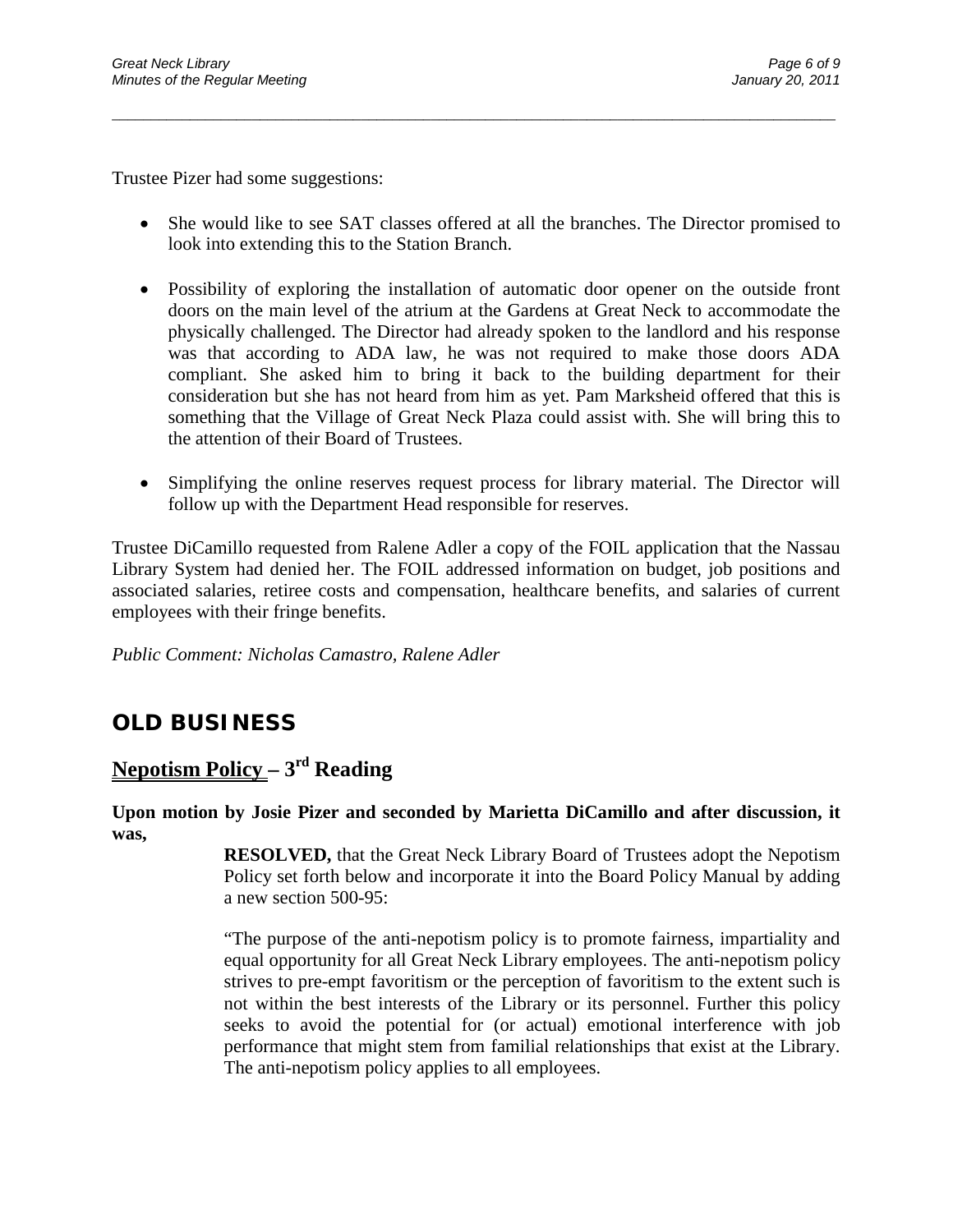Trustee Pizer had some suggestions:

- She would like to see SAT classes offered at all the branches. The Director promised to look into extending this to the Station Branch.

- Possibility of exploring the installation of automatic door opener on the outside front doors on the main level of the atrium at the Gardens at Great Neck to accommodate the physically challenged. The Director had already spoken to the landlord and his response was that according to ADA law, he was not required to make those doors ADA compliant. She asked him to bring it back to the building department for their consideration but she has not heard from him as yet. Pam Marksheid offered that this is something that the Village of Great Neck Plaza could assist with. She will bring this to the attention of their Board of Trustees.

- Simplifying the online reserves request process for library material. The Director will follow up with the Department Head responsible for reserves.

Trustee DiCamillo requested from Ralene Adler a copy of the FOIL application that the Nassau Library System had denied her. The FOIL addressed information on budget, job positions and associated salaries, retiree costs and compensation, healthcare benefits, and salaries of current employees with their fringe benefits.

*Public Comment: Nicholas Camastro, Ralene Adler*

## OLD BUSINESS

### Nepotism Policy – 3rd Reading

**Upon motion by Josie Pizer and seconded by Marietta DiCamillo and after discussion, it was,**

> **RESOLVED,** that the Great Neck Library Board of Trustees adopt the Nepotism Policy set forth below and incorporate it into the Board Policy Manual by adding a new section 500-95:
>
> "The purpose of the anti-nepotism policy is to promote fairness, impartiality and equal opportunity for all Great Neck Library employees. The anti-nepotism policy strives to pre-empt favoritism or the perception of favoritism to the extent such is not within the best interests of the Library or its personnel. Further this policy seeks to avoid the potential for (or actual) emotional interference with job performance that might stem from familial relationships that exist at the Library. The anti-nepotism policy applies to all employees.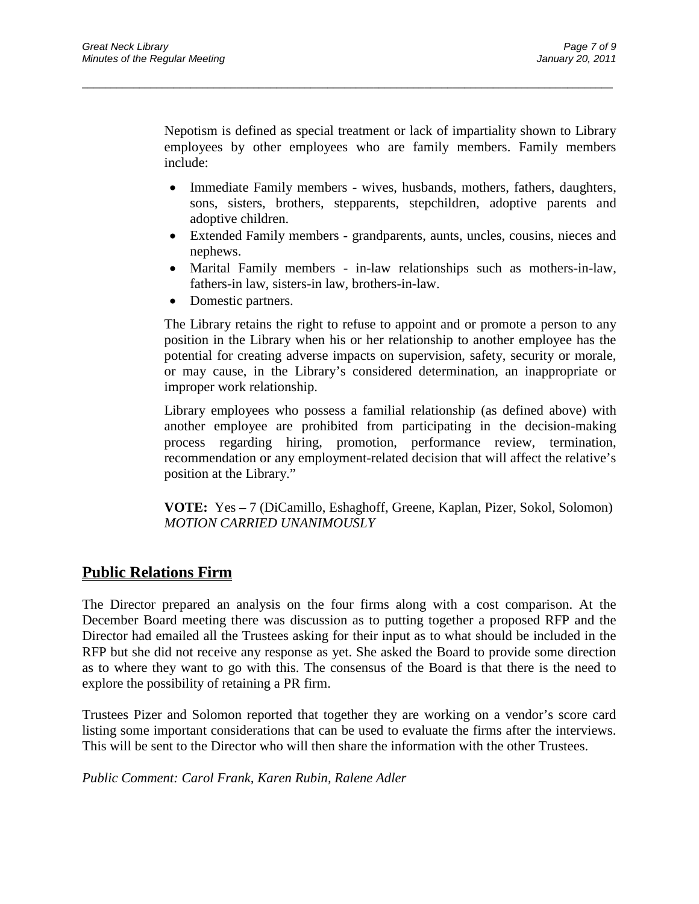Nepotism is defined as special treatment or lack of impartiality shown to Library employees by other employees who are family members. Family members include:

- Immediate Family members - wives, husbands, mothers, fathers, daughters, sons, sisters, brothers, stepparents, stepchildren, adoptive parents and adoptive children.
- Extended Family members - grandparents, aunts, uncles, cousins, nieces and nephews.
- Marital Family members - in-law relationships such as mothers-in-law, fathers-in law, sisters-in law, brothers-in-law.
- Domestic partners.

The Library retains the right to refuse to appoint and or promote a person to any position in the Library when his or her relationship to another employee has the potential for creating adverse impacts on supervision, safety, security or morale, or may cause, in the Library's considered determination, an inappropriate or improper work relationship.

Library employees who possess a familial relationship (as defined above) with another employee are prohibited from participating in the decision-making process regarding hiring, promotion, performance review, termination, recommendation or any employment-related decision that will affect the relative's position at the Library."

**VOTE:** Yes **–** 7 (DiCamillo, Eshaghoff, Greene, Kaplan, Pizer, Sokol, Solomon)
*MOTION CARRIED UNANIMOUSLY*

## Public Relations Firm

The Director prepared an analysis on the four firms along with a cost comparison. At the December Board meeting there was discussion as to putting together a proposed RFP and the Director had emailed all the Trustees asking for their input as to what should be included in the RFP but she did not receive any response as yet. She asked the Board to provide some direction as to where they want to go with this. The consensus of the Board is that there is the need to explore the possibility of retaining a PR firm.

Trustees Pizer and Solomon reported that together they are working on a vendor's score card listing some important considerations that can be used to evaluate the firms after the interviews. This will be sent to the Director who will then share the information with the other Trustees.

*Public Comment: Carol Frank, Karen Rubin, Ralene Adler*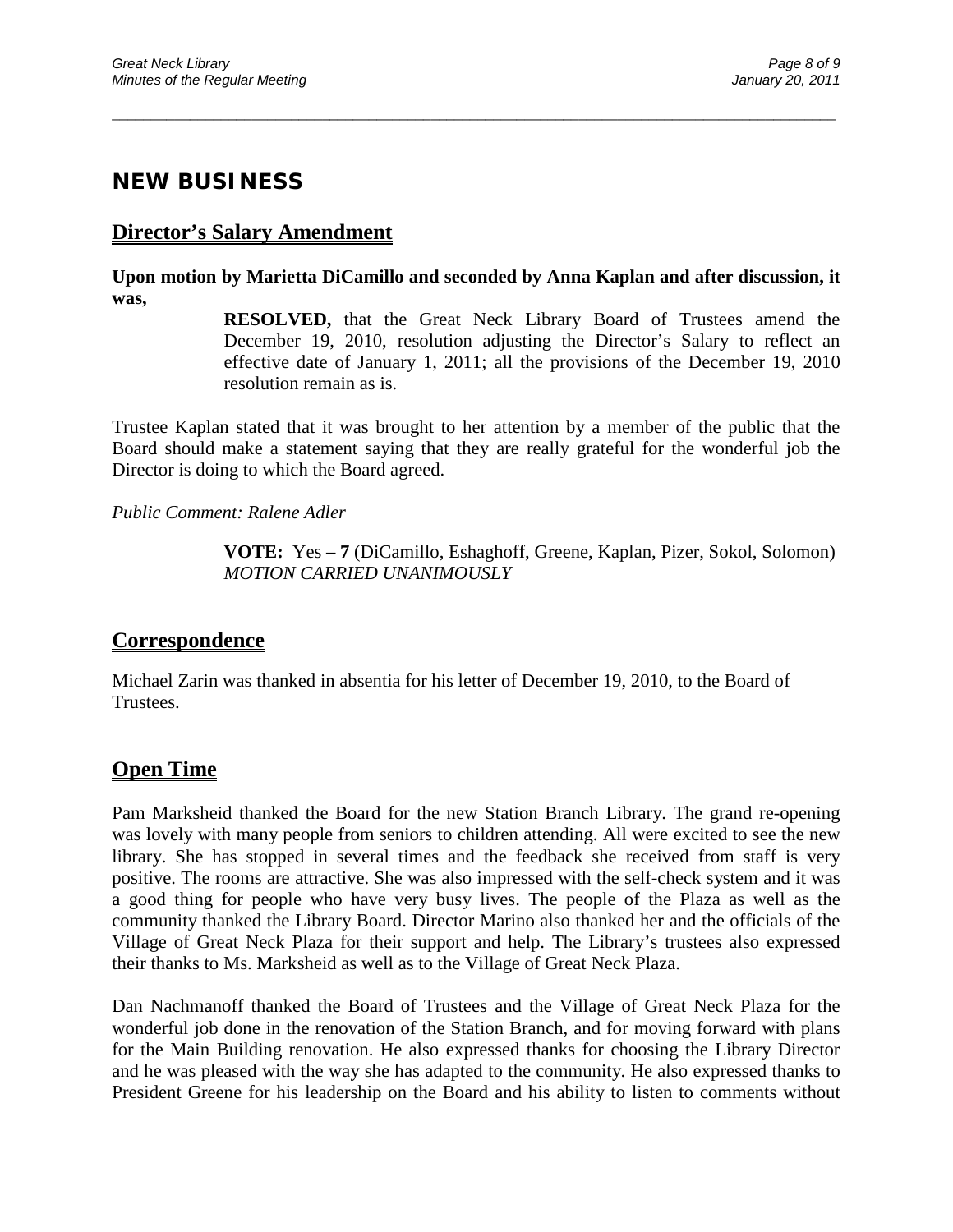# NEW BUSINESS

## Director's Salary Amendment

**Upon motion by Marietta DiCamillo and seconded by Anna Kaplan and after discussion, it was,**

> **RESOLVED,** that the Great Neck Library Board of Trustees amend the December 19, 2010, resolution adjusting the Director's Salary to reflect an effective date of January 1, 2011; all the provisions of the December 19, 2010 resolution remain as is.

Trustee Kaplan stated that it was brought to her attention by a member of the public that the Board should make a statement saying that they are really grateful for the wonderful job the Director is doing to which the Board agreed.

*Public Comment: Ralene Adler*

> **VOTE:** Yes **– 7** (DiCamillo, Eshaghoff, Greene, Kaplan, Pizer, Sokol, Solomon)
> *MOTION CARRIED UNANIMOUSLY*

## Correspondence

Michael Zarin was thanked in absentia for his letter of December 19, 2010, to the Board of Trustees.

## Open Time

Pam Marksheid thanked the Board for the new Station Branch Library. The grand re-opening was lovely with many people from seniors to children attending. All were excited to see the new library. She has stopped in several times and the feedback she received from staff is very positive. The rooms are attractive. She was also impressed with the self-check system and it was a good thing for people who have very busy lives. The people of the Plaza as well as the community thanked the Library Board. Director Marino also thanked her and the officials of the Village of Great Neck Plaza for their support and help. The Library's trustees also expressed their thanks to Ms. Marksheid as well as to the Village of Great Neck Plaza.

Dan Nachmanoff thanked the Board of Trustees and the Village of Great Neck Plaza for the wonderful job done in the renovation of the Station Branch, and for moving forward with plans for the Main Building renovation. He also expressed thanks for choosing the Library Director and he was pleased with the way she has adapted to the community. He also expressed thanks to President Greene for his leadership on the Board and his ability to listen to comments without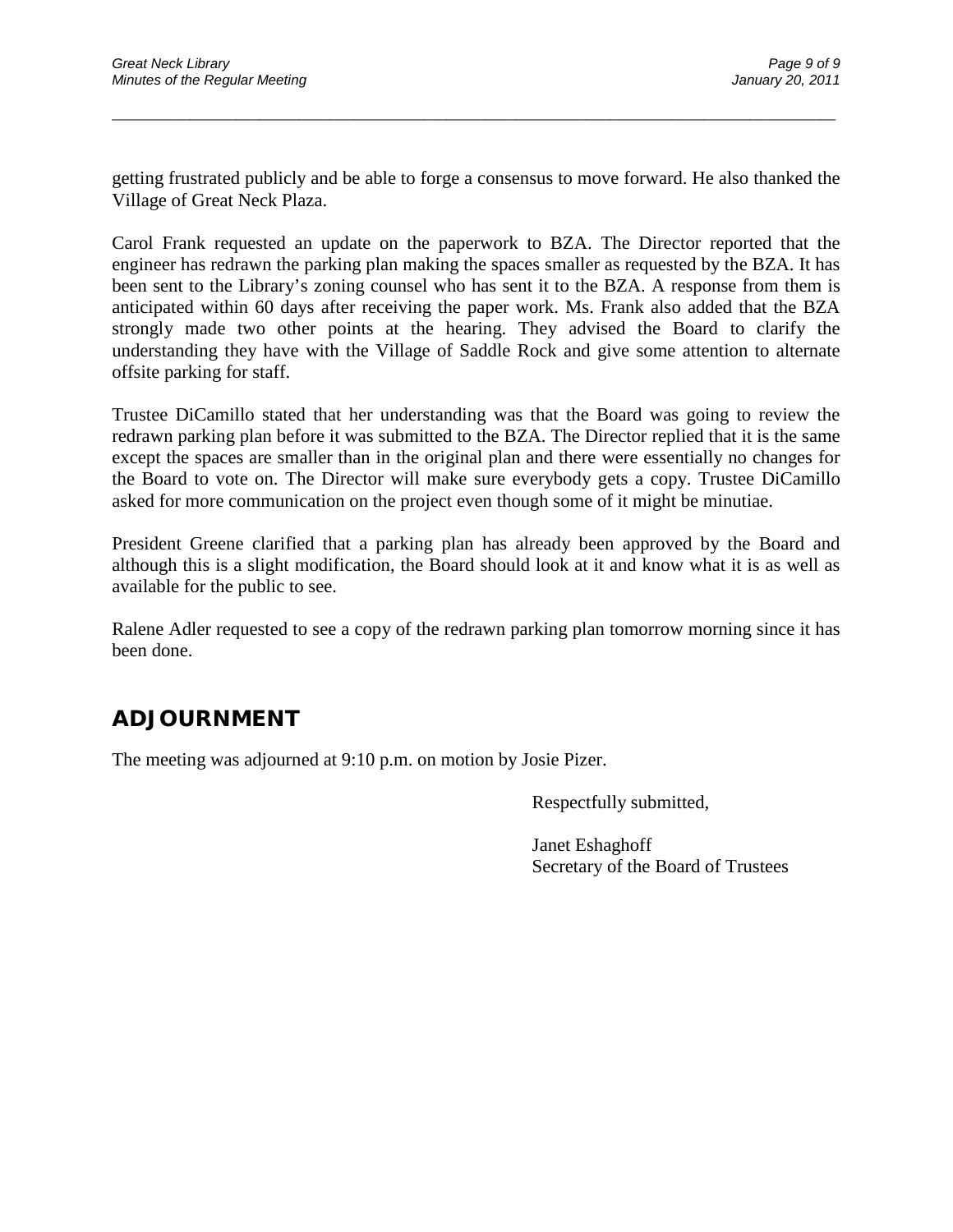getting frustrated publicly and be able to forge a consensus to move forward. He also thanked the Village of Great Neck Plaza.

Carol Frank requested an update on the paperwork to BZA. The Director reported that the engineer has redrawn the parking plan making the spaces smaller as requested by the BZA. It has been sent to the Library's zoning counsel who has sent it to the BZA. A response from them is anticipated within 60 days after receiving the paper work. Ms. Frank also added that the BZA strongly made two other points at the hearing. They advised the Board to clarify the understanding they have with the Village of Saddle Rock and give some attention to alternate offsite parking for staff.

Trustee DiCamillo stated that her understanding was that the Board was going to review the redrawn parking plan before it was submitted to the BZA. The Director replied that it is the same except the spaces are smaller than in the original plan and there were essentially no changes for the Board to vote on. The Director will make sure everybody gets a copy. Trustee DiCamillo asked for more communication on the project even though some of it might be minutiae.

President Greene clarified that a parking plan has already been approved by the Board and although this is a slight modification, the Board should look at it and know what it is as well as available for the public to see.

Ralene Adler requested to see a copy of the redrawn parking plan tomorrow morning since it has been done.

## ADJOURNMENT

The meeting was adjourned at 9:10 p.m. on motion by Josie Pizer.

Respectfully submitted,

Janet Eshaghoff
Secretary of the Board of Trustees